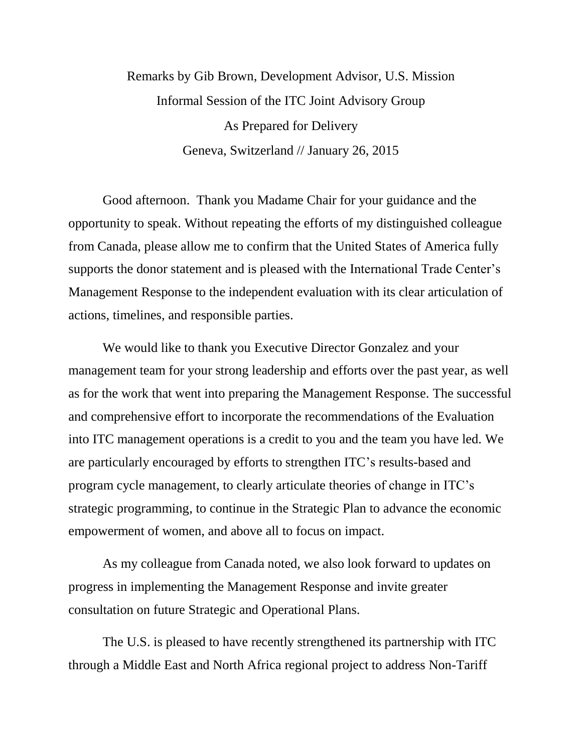Remarks by Gib Brown, Development Advisor, U.S. Mission

Informal Session of the ITC Joint Advisory Group

As Prepared for Delivery

Geneva, Switzerland // January 26, 2015

Good afternoon. Thank you Madame Chair for your guidance and the opportunity to speak. Without repeating the efforts of my distinguished colleague from Canada, please allow me to confirm that the United States of America fully supports the donor statement and is pleased with the International Trade Center's Management Response to the independent evaluation with its clear articulation of actions, timelines, and responsible parties.

We would like to thank you Executive Director Gonzalez and your management team for your strong leadership and efforts over the past year, as well as for the work that went into preparing the Management Response. The successful and comprehensive effort to incorporate the recommendations of the Evaluation into ITC management operations is a credit to you and the team you have led. We are particularly encouraged by efforts to strengthen ITC's results-based and program cycle management, to clearly articulate theories of change in ITC's strategic programming, to continue in the Strategic Plan to advance the economic empowerment of women, and above all to focus on impact.

As my colleague from Canada noted, we also look forward to updates on progress in implementing the Management Response and invite greater consultation on future Strategic and Operational Plans.

The U.S. is pleased to have recently strengthened its partnership with ITC through a Middle East and North Africa regional project to address Non-Tariff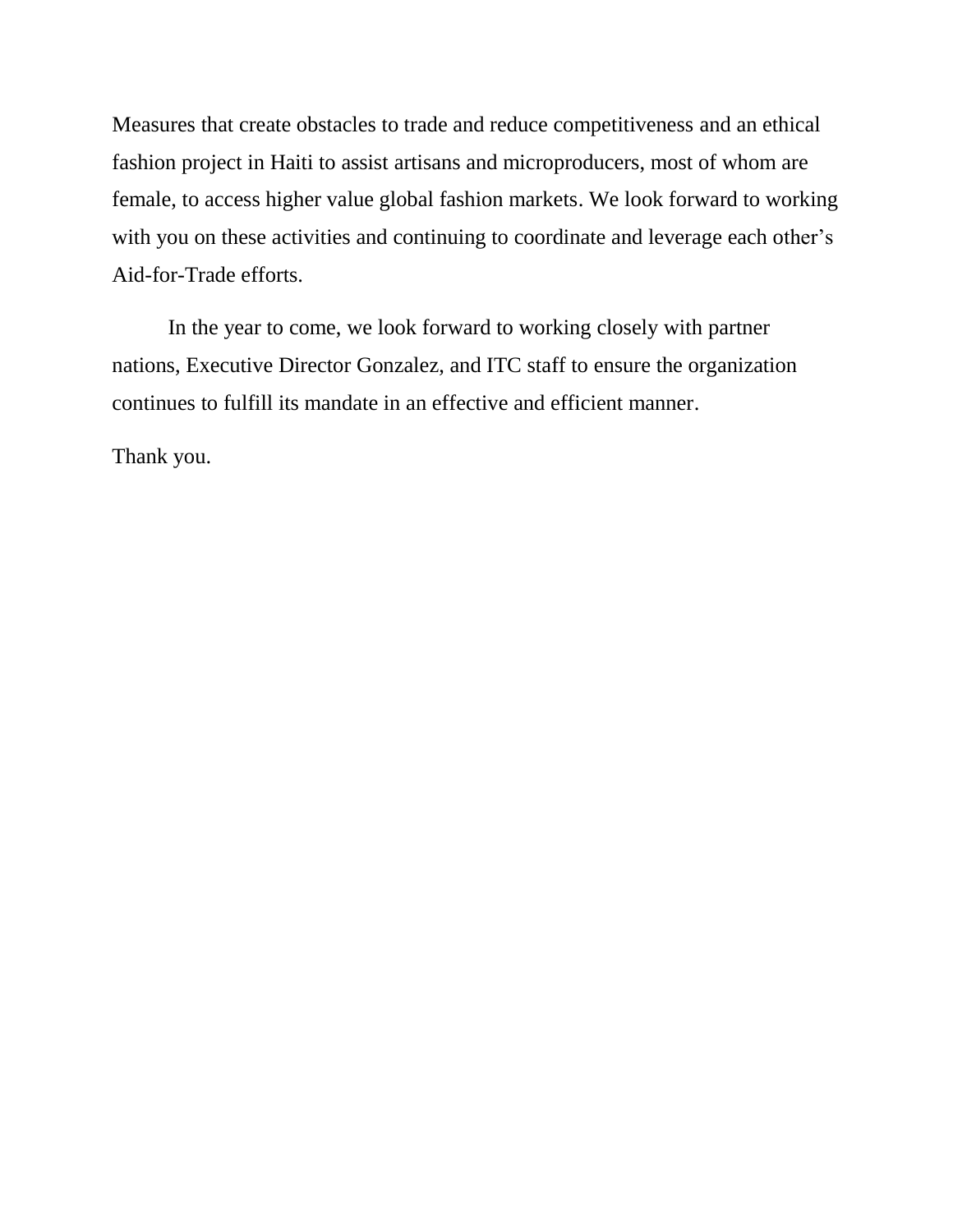Measures that create obstacles to trade and reduce competitiveness and an ethical fashion project in Haiti to assist artisans and microproducers, most of whom are female, to access higher value global fashion markets. We look forward to working with you on these activities and continuing to coordinate and leverage each other's Aid-for-Trade efforts.

In the year to come, we look forward to working closely with partner nations, Executive Director Gonzalez, and ITC staff to ensure the organization continues to fulfill its mandate in an effective and efficient manner.

Thank you.